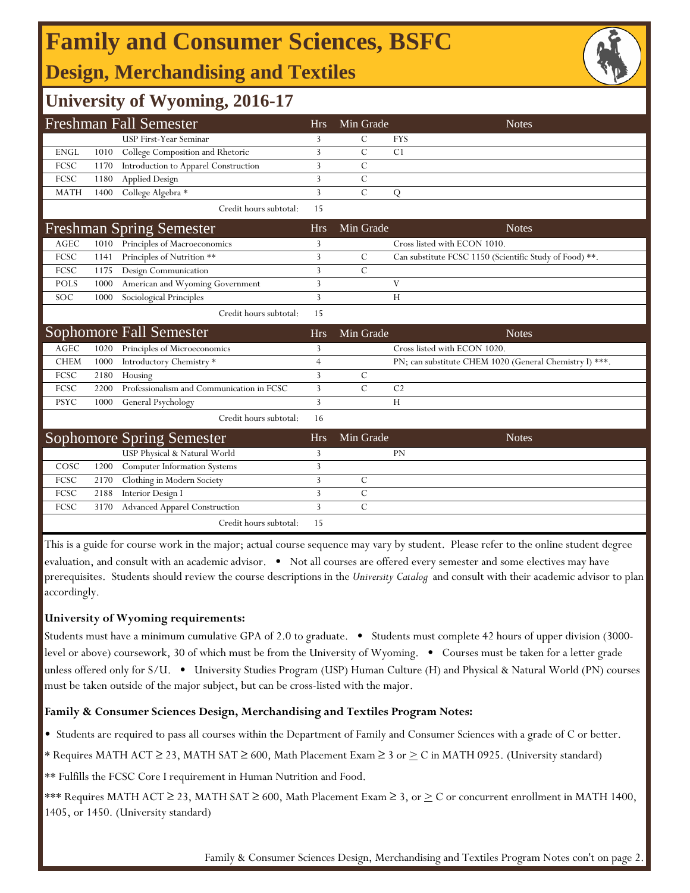# Family and Consumer Sciences, BSFC

## Design, Merchandising and Textiles

## University of Wyoming, 2016-17

| Freshman Fall Semester | | | Hrs | Min Grade | Notes |
|---|---|---|---|---|---|
| | | USP First-Year Seminar | 3 | C | FYS |
| ENGL | 1010 | College Composition and Rhetoric | 3 | C | C1 |
| FCSC | 1170 | Introduction to Apparel Construction | 3 | C | |
| FCSC | 1180 | Applied Design | 3 | C | |
| MATH | 1400 | College Algebra * | 3 | C | Q |
| | | Credit hours subtotal: | 15 | | |

| Freshman Spring Semester | | | Hrs | Min Grade | Notes |
|---|---|---|---|---|---|
| AGEC | 1010 | Principles of Macroeconomics | 3 | | Cross listed with ECON 1010. |
| FCSC | 1141 | Principles of Nutrition ** | 3 | C | Can substitute FCSC 1150 (Scientific Study of Food) **. |
| FCSC | 1175 | Design Communication | 3 | C | |
| POLS | 1000 | American and Wyoming Government | 3 | | V |
| SOC | 1000 | Sociological Principles | 3 | | H |
| | | Credit hours subtotal: | 15 | | |

| Sophomore Fall Semester | | | Hrs | Min Grade | Notes |
|---|---|---|---|---|---|
| AGEC | 1020 | Principles of Microeconomics | 3 | | Cross listed with ECON 1020. |
| CHEM | 1000 | Introductory Chemistry * | 4 | | PN; can substitute CHEM 1020 (General Chemistry I) ***. |
| FCSC | 2180 | Housing | 3 | C | |
| FCSC | 2200 | Professionalism and Communication in FCSC | 3 | C | C2 |
| PSYC | 1000 | General Psychology | 3 | | H |
| | | Credit hours subtotal: | 16 | | |

| Sophomore Spring Semester | | | Hrs | Min Grade | Notes |
|---|---|---|---|---|---|
| | | USP Physical & Natural World | 3 | | PN |
| COSC | 1200 | Computer Information Systems | 3 | | |
| FCSC | 2170 | Clothing in Modern Society | 3 | C | |
| FCSC | 2188 | Interior Design I | 3 | C | |
| FCSC | 3170 | Advanced Apparel Construction | 3 | C | |
| | | Credit hours subtotal: | 15 | | |

This is a guide for course work in the major; actual course sequence may vary by student. Please refer to the online student degree evaluation, and consult with an academic advisor. • Not all courses are offered every semester and some electives may have prerequisites. Students should review the course descriptions in the *University Catalog* and consult with their academic advisor to plan accordingly.

**University of Wyoming requirements:**

Students must have a minimum cumulative GPA of 2.0 to graduate. • Students must complete 42 hours of upper division (3000-level or above) coursework, 30 of which must be from the University of Wyoming. • Courses must be taken for a letter grade unless offered only for S/U. • University Studies Program (USP) Human Culture (H) and Physical & Natural World (PN) courses must be taken outside of the major subject, but can be cross-listed with the major.

**Family & Consumer Sciences Design, Merchandising and Textiles Program Notes:**

- Students are required to pass all courses within the Department of Family and Consumer Sciences with a grade of C or better.

* Requires MATH ACT ≥ 23, MATH SAT ≥ 600, Math Placement Exam ≥ 3 or ≥ C in MATH 0925. (University standard)

** Fulfills the FCSC Core I requirement in Human Nutrition and Food.

*** Requires MATH ACT ≥ 23, MATH SAT ≥ 600, Math Placement Exam ≥ 3, or ≥ C or concurrent enrollment in MATH 1400, 1405, or 1450. (University standard)

Family & Consumer Sciences Design, Merchandising and Textiles Program Notes con't on page 2.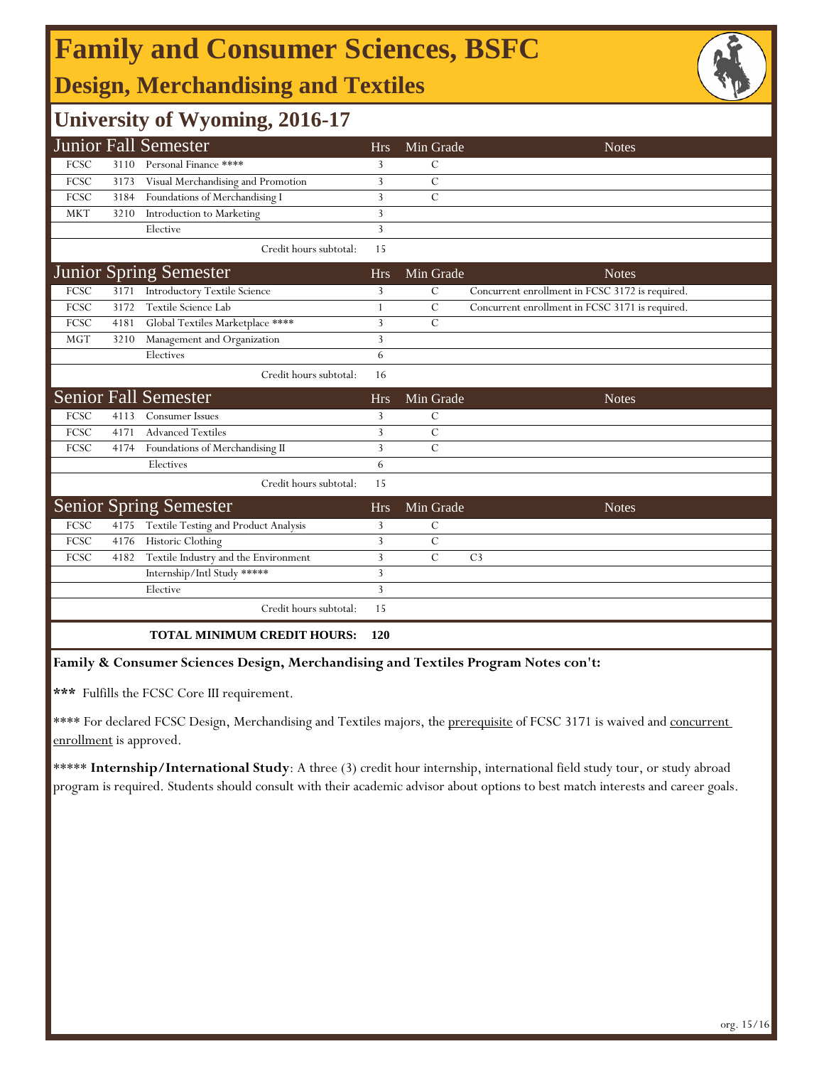# Family and Consumer Sciences, BSFC

## Design, Merchandising and Textiles

## University of Wyoming, 2016-17

| Junior Fall Semester | | | Hrs | Min Grade | Notes |
|---|---|---|---|---|---|
| FCSC | 3110 | Personal Finance **** | 3 | C | |
| FCSC | 3173 | Visual Merchandising and Promotion | 3 | C | |
| FCSC | 3184 | Foundations of Merchandising I | 3 | C | |
| MKT | 3210 | Introduction to Marketing | 3 | | |
| | | Elective | 3 | | |
| | | Credit hours subtotal: | 15 | | |

| Junior Spring Semester | | | Hrs | Min Grade | Notes |
|---|---|---|---|---|---|
| FCSC | 3171 | Introductory Textile Science | 3 | C | Concurrent enrollment in FCSC 3172 is required. |
| FCSC | 3172 | Textile Science Lab | 1 | C | Concurrent enrollment in FCSC 3171 is required. |
| FCSC | 4181 | Global Textiles Marketplace **** | 3 | C | |
| MGT | 3210 | Management and Organization | 3 | | |
| | | Electives | 6 | | |
| | | Credit hours subtotal: | 16 | | |

| Senior Fall Semester | | | Hrs | Min Grade | Notes |
|---|---|---|---|---|---|
| FCSC | 4113 | Consumer Issues | 3 | C | |
| FCSC | 4171 | Advanced Textiles | 3 | C | |
| FCSC | 4174 | Foundations of Merchandising II | 3 | C | |
| | | Electives | 6 | | |
| | | Credit hours subtotal: | 15 | | |

| Senior Spring Semester | | | Hrs | Min Grade | Notes |
|---|---|---|---|---|---|
| FCSC | 4175 | Textile Testing and Product Analysis | 3 | C | |
| FCSC | 4176 | Historic Clothing | 3 | C | |
| FCSC | 4182 | Textile Industry and the Environment | 3 | C | C3 |
| | | Internship/Intl Study ***** | 3 | | |
| | | Elective | 3 | | |
| | | Credit hours subtotal: | 15 | | |

**TOTAL MINIMUM CREDIT HOURS: 120**

**Family & Consumer Sciences Design, Merchandising and Textiles Program Notes con't:**

**\*\*\*** Fulfills the FCSC Core III requirement.

**** For declared FCSC Design, Merchandising and Textiles majors, the prerequisite of FCSC 3171 is waived and concurrent enrollment is approved.

***** **Internship/International Study**: A three (3) credit hour internship, international field study tour, or study abroad program is required. Students should consult with their academic advisor about options to best match interests and career goals.

org. 15/16